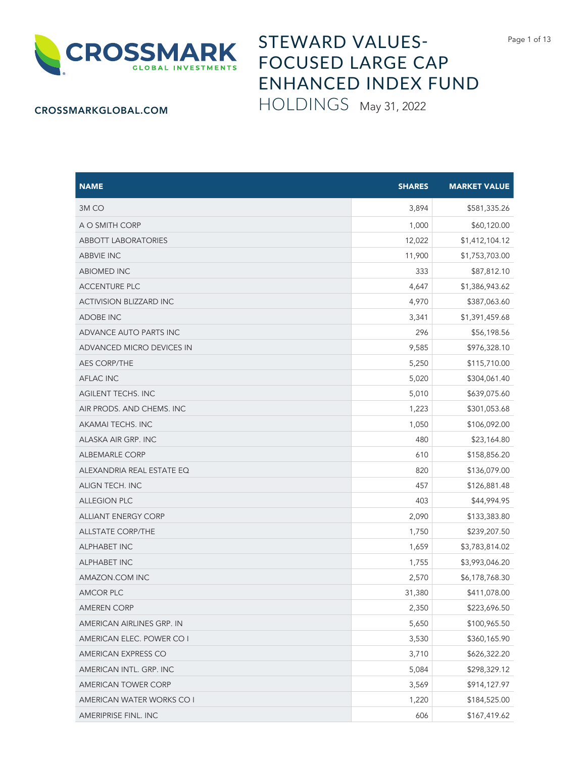CROSSMARK GLOBAL INVESTMENTS

CROSSMARKGLOBAL.COM

# STEWARD VALUES-FOCUSED LARGE CAP ENHANCED INDEX FUND

## HOLDINGS May 31, 2022

| NAME | SHARES | MARKET VALUE |
|---|---:|---:|
| 3M CO | 3,894 | $581,335.26 |
| A O SMITH CORP | 1,000 | $60,120.00 |
| ABBOTT LABORATORIES | 12,022 | $1,412,104.12 |
| ABBVIE INC | 11,900 | $1,753,703.00 |
| ABIOMED INC | 333 | $87,812.10 |
| ACCENTURE PLC | 4,647 | $1,386,943.62 |
| ACTIVISION BLIZZARD INC | 4,970 | $387,063.60 |
| ADOBE INC | 3,341 | $1,391,459.68 |
| ADVANCE AUTO PARTS INC | 296 | $56,198.56 |
| ADVANCED MICRO DEVICES IN | 9,585 | $976,328.10 |
| AES CORP/THE | 5,250 | $115,710.00 |
| AFLAC INC | 5,020 | $304,061.40 |
| AGILENT TECHS. INC | 5,010 | $639,075.60 |
| AIR PRODS. AND CHEMS. INC | 1,223 | $301,053.68 |
| AKAMAI TECHS. INC | 1,050 | $106,092.00 |
| ALASKA AIR GRP. INC | 480 | $23,164.80 |
| ALBEMARLE CORP | 610 | $158,856.20 |
| ALEXANDRIA REAL ESTATE EQ | 820 | $136,079.00 |
| ALIGN TECH. INC | 457 | $126,881.48 |
| ALLEGION PLC | 403 | $44,994.95 |
| ALLIANT ENERGY CORP | 2,090 | $133,383.80 |
| ALLSTATE CORP/THE | 1,750 | $239,207.50 |
| ALPHABET INC | 1,659 | $3,783,814.02 |
| ALPHABET INC | 1,755 | $3,993,046.20 |
| AMAZON.COM INC | 2,570 | $6,178,768.30 |
| AMCOR PLC | 31,380 | $411,078.00 |
| AMEREN CORP | 2,350 | $223,696.50 |
| AMERICAN AIRLINES GRP. IN | 5,650 | $100,965.50 |
| AMERICAN ELEC. POWER CO I | 3,530 | $360,165.90 |
| AMERICAN EXPRESS CO | 3,710 | $626,322.20 |
| AMERICAN INTL. GRP. INC | 5,084 | $298,329.12 |
| AMERICAN TOWER CORP | 3,569 | $914,127.97 |
| AMERICAN WATER WORKS CO I | 1,220 | $184,525.00 |
| AMERIPRISE FINL. INC | 606 | $167,419.62 |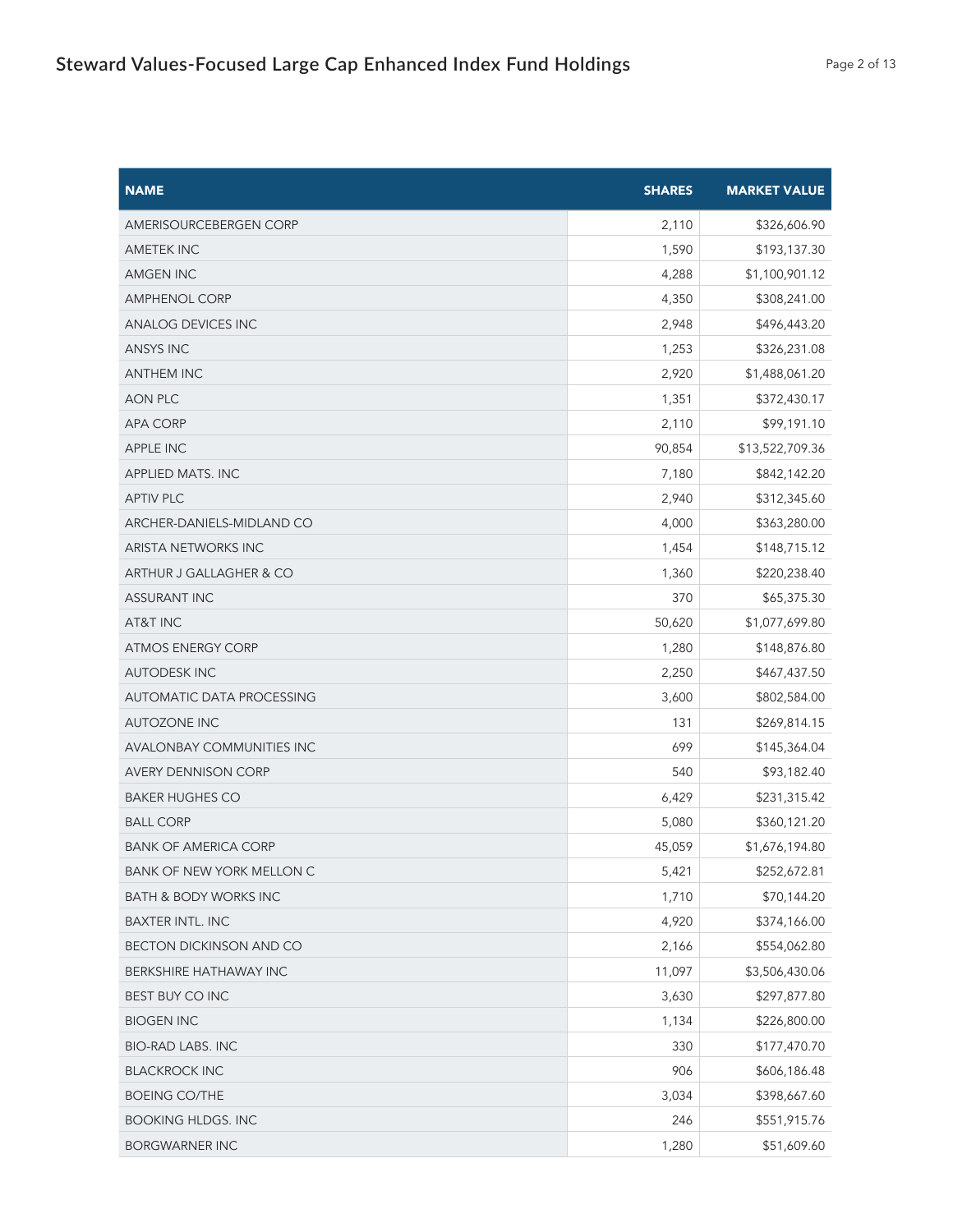| NAME | SHARES | MARKET VALUE |
| --- | --- | --- |
| AMERISOURCEBERGEN CORP | 2,110 | $326,606.90 |
| AMETEK INC | 1,590 | $193,137.30 |
| AMGEN INC | 4,288 | $1,100,901.12 |
| AMPHENOL CORP | 4,350 | $308,241.00 |
| ANALOG DEVICES INC | 2,948 | $496,443.20 |
| ANSYS INC | 1,253 | $326,231.08 |
| ANTHEM INC | 2,920 | $1,488,061.20 |
| AON PLC | 1,351 | $372,430.17 |
| APA CORP | 2,110 | $99,191.10 |
| APPLE INC | 90,854 | $13,522,709.36 |
| APPLIED MATS. INC | 7,180 | $842,142.20 |
| APTIV PLC | 2,940 | $312,345.60 |
| ARCHER-DANIELS-MIDLAND CO | 4,000 | $363,280.00 |
| ARISTA NETWORKS INC | 1,454 | $148,715.12 |
| ARTHUR J GALLAGHER & CO | 1,360 | $220,238.40 |
| ASSURANT INC | 370 | $65,375.30 |
| AT&T INC | 50,620 | $1,077,699.80 |
| ATMOS ENERGY CORP | 1,280 | $148,876.80 |
| AUTODESK INC | 2,250 | $467,437.50 |
| AUTOMATIC DATA PROCESSING | 3,600 | $802,584.00 |
| AUTOZONE INC | 131 | $269,814.15 |
| AVALONBAY COMMUNITIES INC | 699 | $145,364.04 |
| AVERY DENNISON CORP | 540 | $93,182.40 |
| BAKER HUGHES CO | 6,429 | $231,315.42 |
| BALL CORP | 5,080 | $360,121.20 |
| BANK OF AMERICA CORP | 45,059 | $1,676,194.80 |
| BANK OF NEW YORK MELLON C | 5,421 | $252,672.81 |
| BATH & BODY WORKS INC | 1,710 | $70,144.20 |
| BAXTER INTL. INC | 4,920 | $374,166.00 |
| BECTON DICKINSON AND CO | 2,166 | $554,062.80 |
| BERKSHIRE HATHAWAY INC | 11,097 | $3,506,430.06 |
| BEST BUY CO INC | 3,630 | $297,877.80 |
| BIOGEN INC | 1,134 | $226,800.00 |
| BIO-RAD LABS. INC | 330 | $177,470.70 |
| BLACKROCK INC | 906 | $606,186.48 |
| BOEING CO/THE | 3,034 | $398,667.60 |
| BOOKING HLDGS. INC | 246 | $551,915.76 |
| BORGWARNER INC | 1,280 | $51,609.60 |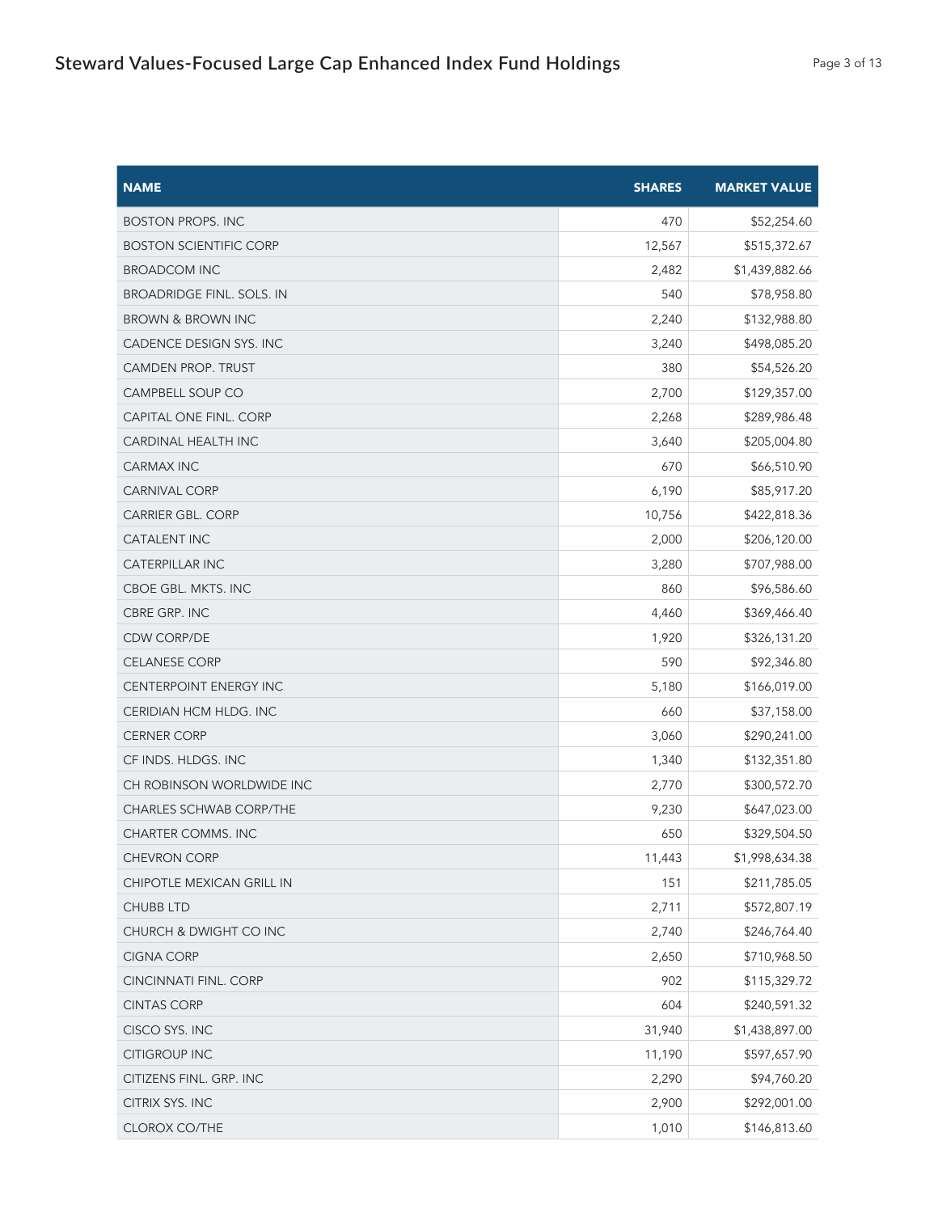| NAME | SHARES | MARKET VALUE |
| --- | --- | --- |
| BOSTON PROPS. INC | 470 | $52,254.60 |
| BOSTON SCIENTIFIC CORP | 12,567 | $515,372.67 |
| BROADCOM INC | 2,482 | $1,439,882.66 |
| BROADRIDGE FINL. SOLS. IN | 540 | $78,958.80 |
| BROWN & BROWN INC | 2,240 | $132,988.80 |
| CADENCE DESIGN SYS. INC | 3,240 | $498,085.20 |
| CAMDEN PROP. TRUST | 380 | $54,526.20 |
| CAMPBELL SOUP CO | 2,700 | $129,357.00 |
| CAPITAL ONE FINL. CORP | 2,268 | $289,986.48 |
| CARDINAL HEALTH INC | 3,640 | $205,004.80 |
| CARMAX INC | 670 | $66,510.90 |
| CARNIVAL CORP | 6,190 | $85,917.20 |
| CARRIER GBL. CORP | 10,756 | $422,818.36 |
| CATALENT INC | 2,000 | $206,120.00 |
| CATERPILLAR INC | 3,280 | $707,988.00 |
| CBOE GBL. MKTS. INC | 860 | $96,586.60 |
| CBRE GRP. INC | 4,460 | $369,466.40 |
| CDW CORP/DE | 1,920 | $326,131.20 |
| CELANESE CORP | 590 | $92,346.80 |
| CENTERPOINT ENERGY INC | 5,180 | $166,019.00 |
| CERIDIAN HCM HLDG. INC | 660 | $37,158.00 |
| CERNER CORP | 3,060 | $290,241.00 |
| CF INDS. HLDGS. INC | 1,340 | $132,351.80 |
| CH ROBINSON WORLDWIDE INC | 2,770 | $300,572.70 |
| CHARLES SCHWAB CORP/THE | 9,230 | $647,023.00 |
| CHARTER COMMS. INC | 650 | $329,504.50 |
| CHEVRON CORP | 11,443 | $1,998,634.38 |
| CHIPOTLE MEXICAN GRILL IN | 151 | $211,785.05 |
| CHUBB LTD | 2,711 | $572,807.19 |
| CHURCH & DWIGHT CO INC | 2,740 | $246,764.40 |
| CIGNA CORP | 2,650 | $710,968.50 |
| CINCINNATI FINL. CORP | 902 | $115,329.72 |
| CINTAS CORP | 604 | $240,591.32 |
| CISCO SYS. INC | 31,940 | $1,438,897.00 |
| CITIGROUP INC | 11,190 | $597,657.90 |
| CITIZENS FINL. GRP. INC | 2,290 | $94,760.20 |
| CITRIX SYS. INC | 2,900 | $292,001.00 |
| CLOROX CO/THE | 1,010 | $146,813.60 |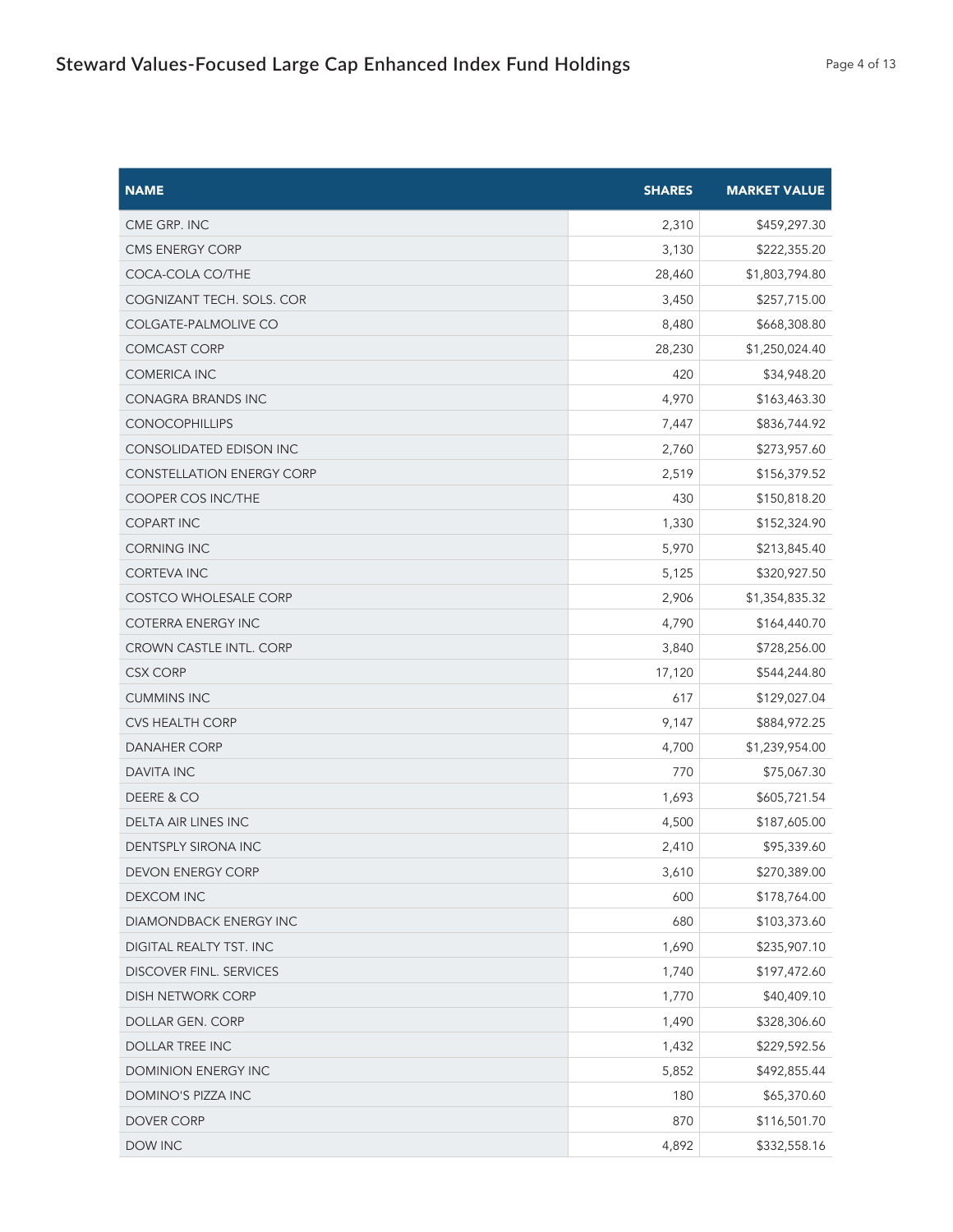| NAME | SHARES | MARKET VALUE |
|---|---|---|
| CME GRP. INC | 2,310 | $459,297.30 |
| CMS ENERGY CORP | 3,130 | $222,355.20 |
| COCA-COLA CO/THE | 28,460 | $1,803,794.80 |
| COGNIZANT TECH. SOLS. COR | 3,450 | $257,715.00 |
| COLGATE-PALMOLIVE CO | 8,480 | $668,308.80 |
| COMCAST CORP | 28,230 | $1,250,024.40 |
| COMERICA INC | 420 | $34,948.20 |
| CONAGRA BRANDS INC | 4,970 | $163,463.30 |
| CONOCOPHILLIPS | 7,447 | $836,744.92 |
| CONSOLIDATED EDISON INC | 2,760 | $273,957.60 |
| CONSTELLATION ENERGY CORP | 2,519 | $156,379.52 |
| COOPER COS INC/THE | 430 | $150,818.20 |
| COPART INC | 1,330 | $152,324.90 |
| CORNING INC | 5,970 | $213,845.40 |
| CORTEVA INC | 5,125 | $320,927.50 |
| COSTCO WHOLESALE CORP | 2,906 | $1,354,835.32 |
| COTERRA ENERGY INC | 4,790 | $164,440.70 |
| CROWN CASTLE INTL. CORP | 3,840 | $728,256.00 |
| CSX CORP | 17,120 | $544,244.80 |
| CUMMINS INC | 617 | $129,027.04 |
| CVS HEALTH CORP | 9,147 | $884,972.25 |
| DANAHER CORP | 4,700 | $1,239,954.00 |
| DAVITA INC | 770 | $75,067.30 |
| DEERE & CO | 1,693 | $605,721.54 |
| DELTA AIR LINES INC | 4,500 | $187,605.00 |
| DENTSPLY SIRONA INC | 2,410 | $95,339.60 |
| DEVON ENERGY CORP | 3,610 | $270,389.00 |
| DEXCOM INC | 600 | $178,764.00 |
| DIAMONDBACK ENERGY INC | 680 | $103,373.60 |
| DIGITAL REALTY TST. INC | 1,690 | $235,907.10 |
| DISCOVER FINL. SERVICES | 1,740 | $197,472.60 |
| DISH NETWORK CORP | 1,770 | $40,409.10 |
| DOLLAR GEN. CORP | 1,490 | $328,306.60 |
| DOLLAR TREE INC | 1,432 | $229,592.56 |
| DOMINION ENERGY INC | 5,852 | $492,855.44 |
| DOMINO'S PIZZA INC | 180 | $65,370.60 |
| DOVER CORP | 870 | $116,501.70 |
| DOW INC | 4,892 | $332,558.16 |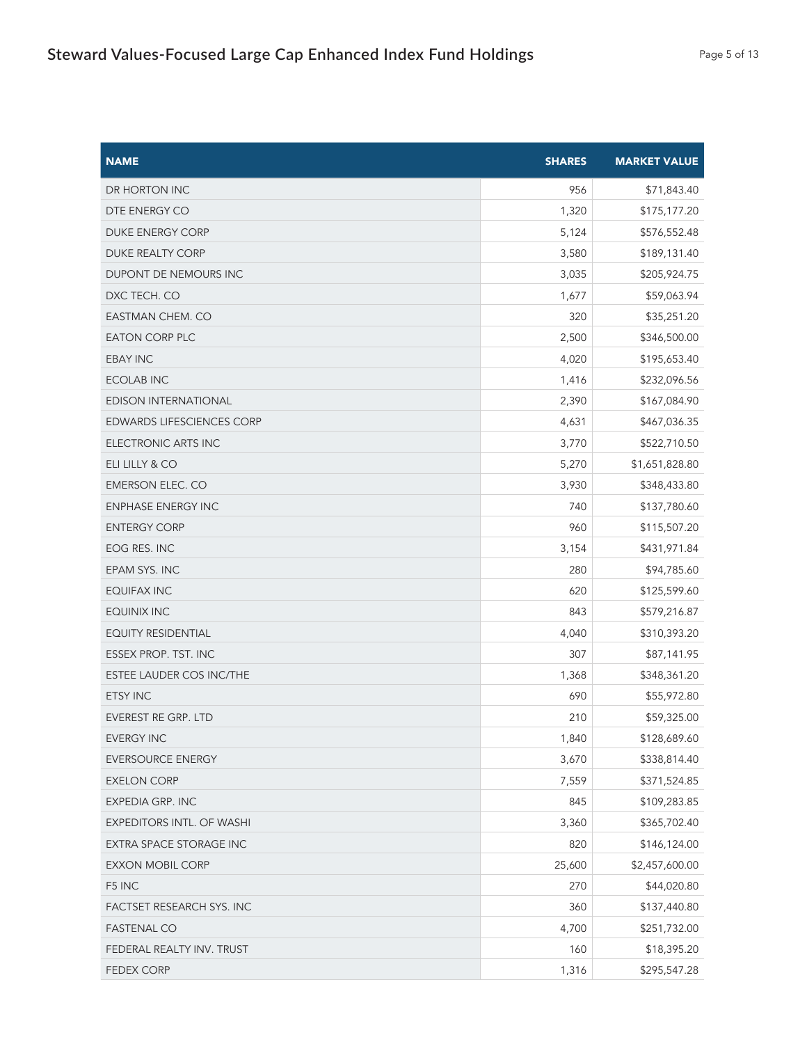# Steward Values-Focused Large Cap Enhanced Index Fund Holdings

| NAME | SHARES | MARKET VALUE |
|---|---|---|
| DR HORTON INC | 956 | $71,843.40 |
| DTE ENERGY CO | 1,320 | $175,177.20 |
| DUKE ENERGY CORP | 5,124 | $576,552.48 |
| DUKE REALTY CORP | 3,580 | $189,131.40 |
| DUPONT DE NEMOURS INC | 3,035 | $205,924.75 |
| DXC TECH. CO | 1,677 | $59,063.94 |
| EASTMAN CHEM. CO | 320 | $35,251.20 |
| EATON CORP PLC | 2,500 | $346,500.00 |
| EBAY INC | 4,020 | $195,653.40 |
| ECOLAB INC | 1,416 | $232,096.56 |
| EDISON INTERNATIONAL | 2,390 | $167,084.90 |
| EDWARDS LIFESCIENCES CORP | 4,631 | $467,036.35 |
| ELECTRONIC ARTS INC | 3,770 | $522,710.50 |
| ELI LILLY & CO | 5,270 | $1,651,828.80 |
| EMERSON ELEC. CO | 3,930 | $348,433.80 |
| ENPHASE ENERGY INC | 740 | $137,780.60 |
| ENTERGY CORP | 960 | $115,507.20 |
| EOG RES. INC | 3,154 | $431,971.84 |
| EPAM SYS. INC | 280 | $94,785.60 |
| EQUIFAX INC | 620 | $125,599.60 |
| EQUINIX INC | 843 | $579,216.87 |
| EQUITY RESIDENTIAL | 4,040 | $310,393.20 |
| ESSEX PROP. TST. INC | 307 | $87,141.95 |
| ESTEE LAUDER COS INC/THE | 1,368 | $348,361.20 |
| ETSY INC | 690 | $55,972.80 |
| EVEREST RE GRP. LTD | 210 | $59,325.00 |
| EVERGY INC | 1,840 | $128,689.60 |
| EVERSOURCE ENERGY | 3,670 | $338,814.40 |
| EXELON CORP | 7,559 | $371,524.85 |
| EXPEDIA GRP. INC | 845 | $109,283.85 |
| EXPEDITORS INTL. OF WASHI | 3,360 | $365,702.40 |
| EXTRA SPACE STORAGE INC | 820 | $146,124.00 |
| EXXON MOBIL CORP | 25,600 | $2,457,600.00 |
| F5 INC | 270 | $44,020.80 |
| FACTSET RESEARCH SYS. INC | 360 | $137,440.80 |
| FASTENAL CO | 4,700 | $251,732.00 |
| FEDERAL REALTY INV. TRUST | 160 | $18,395.20 |
| FEDEX CORP | 1,316 | $295,547.28 |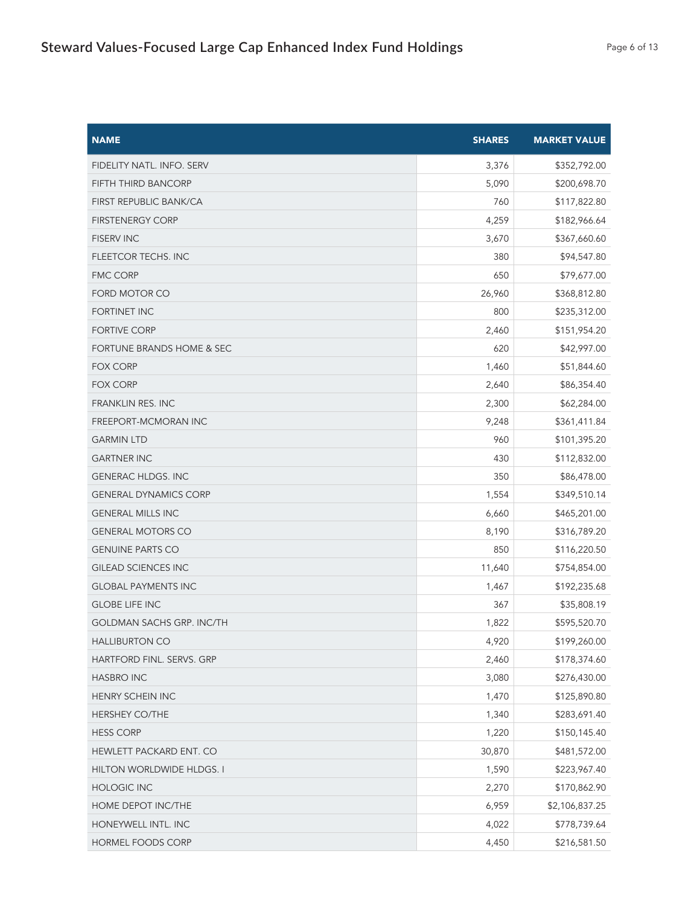# Steward Values-Focused Large Cap Enhanced Index Fund Holdings

| NAME | SHARES | MARKET VALUE |
|---|---|---|
| FIDELITY NATL. INFO. SERV | 3,376 | $352,792.00 |
| FIFTH THIRD BANCORP | 5,090 | $200,698.70 |
| FIRST REPUBLIC BANK/CA | 760 | $117,822.80 |
| FIRSTENERGY CORP | 4,259 | $182,966.64 |
| FISERV INC | 3,670 | $367,660.60 |
| FLEETCOR TECHS. INC | 380 | $94,547.80 |
| FMC CORP | 650 | $79,677.00 |
| FORD MOTOR CO | 26,960 | $368,812.80 |
| FORTINET INC | 800 | $235,312.00 |
| FORTIVE CORP | 2,460 | $151,954.20 |
| FORTUNE BRANDS HOME & SEC | 620 | $42,997.00 |
| FOX CORP | 1,460 | $51,844.60 |
| FOX CORP | 2,640 | $86,354.40 |
| FRANKLIN RES. INC | 2,300 | $62,284.00 |
| FREEPORT-MCMORAN INC | 9,248 | $361,411.84 |
| GARMIN LTD | 960 | $101,395.20 |
| GARTNER INC | 430 | $112,832.00 |
| GENERAC HLDGS. INC | 350 | $86,478.00 |
| GENERAL DYNAMICS CORP | 1,554 | $349,510.14 |
| GENERAL MILLS INC | 6,660 | $465,201.00 |
| GENERAL MOTORS CO | 8,190 | $316,789.20 |
| GENUINE PARTS CO | 850 | $116,220.50 |
| GILEAD SCIENCES INC | 11,640 | $754,854.00 |
| GLOBAL PAYMENTS INC | 1,467 | $192,235.68 |
| GLOBE LIFE INC | 367 | $35,808.19 |
| GOLDMAN SACHS GRP. INC/TH | 1,822 | $595,520.70 |
| HALLIBURTON CO | 4,920 | $199,260.00 |
| HARTFORD FINL. SERVS. GRP | 2,460 | $178,374.60 |
| HASBRO INC | 3,080 | $276,430.00 |
| HENRY SCHEIN INC | 1,470 | $125,890.80 |
| HERSHEY CO/THE | 1,340 | $283,691.40 |
| HESS CORP | 1,220 | $150,145.40 |
| HEWLETT PACKARD ENT. CO | 30,870 | $481,572.00 |
| HILTON WORLDWIDE HLDGS. I | 1,590 | $223,967.40 |
| HOLOGIC INC | 2,270 | $170,862.90 |
| HOME DEPOT INC/THE | 6,959 | $2,106,837.25 |
| HONEYWELL INTL. INC | 4,022 | $778,739.64 |
| HORMEL FOODS CORP | 4,450 | $216,581.50 |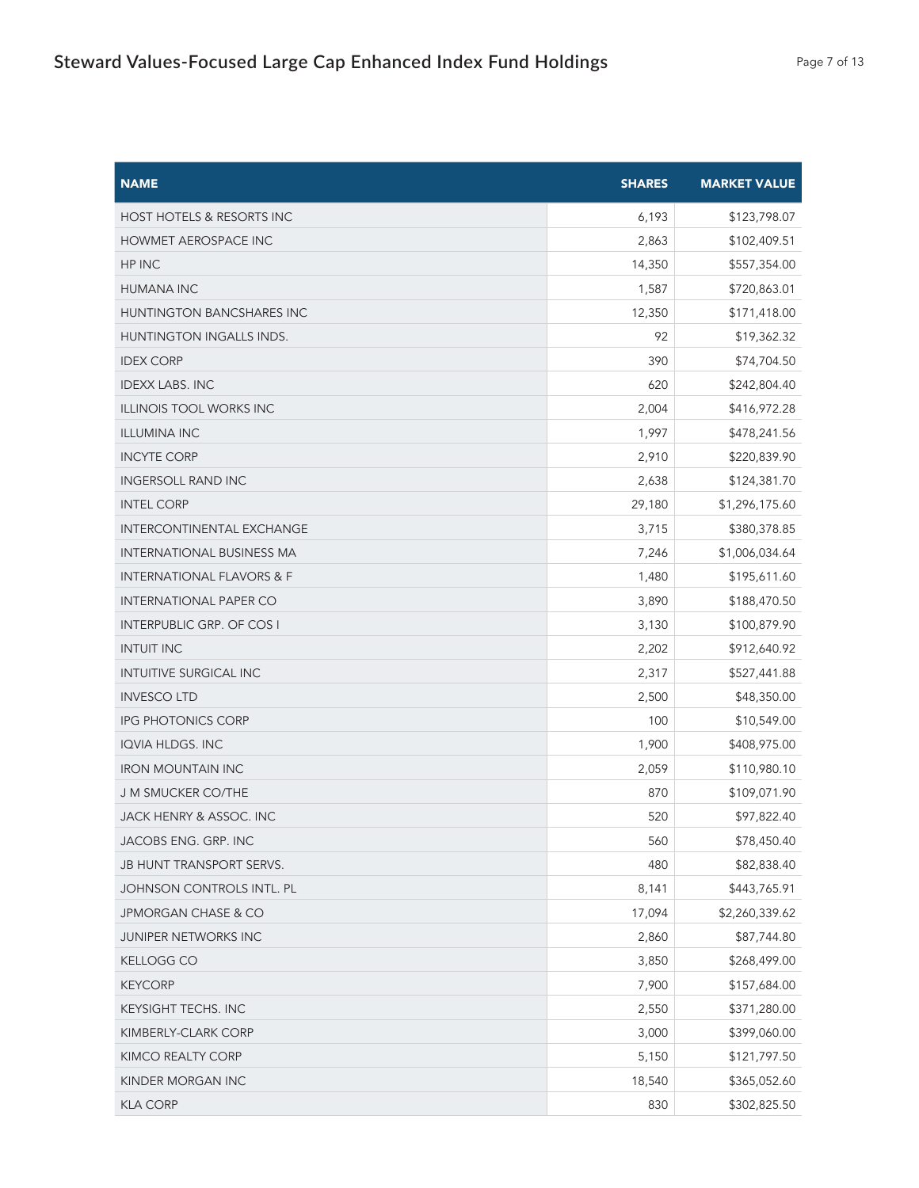| NAME | SHARES | MARKET VALUE |
|---|---|---|
| HOST HOTELS & RESORTS INC | 6,193 | $123,798.07 |
| HOWMET AEROSPACE INC | 2,863 | $102,409.51 |
| HP INC | 14,350 | $557,354.00 |
| HUMANA INC | 1,587 | $720,863.01 |
| HUNTINGTON BANCSHARES INC | 12,350 | $171,418.00 |
| HUNTINGTON INGALLS INDS. | 92 | $19,362.32 |
| IDEX CORP | 390 | $74,704.50 |
| IDEXX LABS. INC | 620 | $242,804.40 |
| ILLINOIS TOOL WORKS INC | 2,004 | $416,972.28 |
| ILLUMINA INC | 1,997 | $478,241.56 |
| INCYTE CORP | 2,910 | $220,839.90 |
| INGERSOLL RAND INC | 2,638 | $124,381.70 |
| INTEL CORP | 29,180 | $1,296,175.60 |
| INTERCONTINENTAL EXCHANGE | 3,715 | $380,378.85 |
| INTERNATIONAL BUSINESS MA | 7,246 | $1,006,034.64 |
| INTERNATIONAL FLAVORS & F | 1,480 | $195,611.60 |
| INTERNATIONAL PAPER CO | 3,890 | $188,470.50 |
| INTERPUBLIC GRP. OF COS I | 3,130 | $100,879.90 |
| INTUIT INC | 2,202 | $912,640.92 |
| INTUITIVE SURGICAL INC | 2,317 | $527,441.88 |
| INVESCO LTD | 2,500 | $48,350.00 |
| IPG PHOTONICS CORP | 100 | $10,549.00 |
| IQVIA HLDGS. INC | 1,900 | $408,975.00 |
| IRON MOUNTAIN INC | 2,059 | $110,980.10 |
| J M SMUCKER CO/THE | 870 | $109,071.90 |
| JACK HENRY & ASSOC. INC | 520 | $97,822.40 |
| JACOBS ENG. GRP. INC | 560 | $78,450.40 |
| JB HUNT TRANSPORT SERVS. | 480 | $82,838.40 |
| JOHNSON CONTROLS INTL. PL | 8,141 | $443,765.91 |
| JPMORGAN CHASE & CO | 17,094 | $2,260,339.62 |
| JUNIPER NETWORKS INC | 2,860 | $87,744.80 |
| KELLOGG CO | 3,850 | $268,499.00 |
| KEYCORP | 7,900 | $157,684.00 |
| KEYSIGHT TECHS. INC | 2,550 | $371,280.00 |
| KIMBERLY-CLARK CORP | 3,000 | $399,060.00 |
| KIMCO REALTY CORP | 5,150 | $121,797.50 |
| KINDER MORGAN INC | 18,540 | $365,052.60 |
| KLA CORP | 830 | $302,825.50 |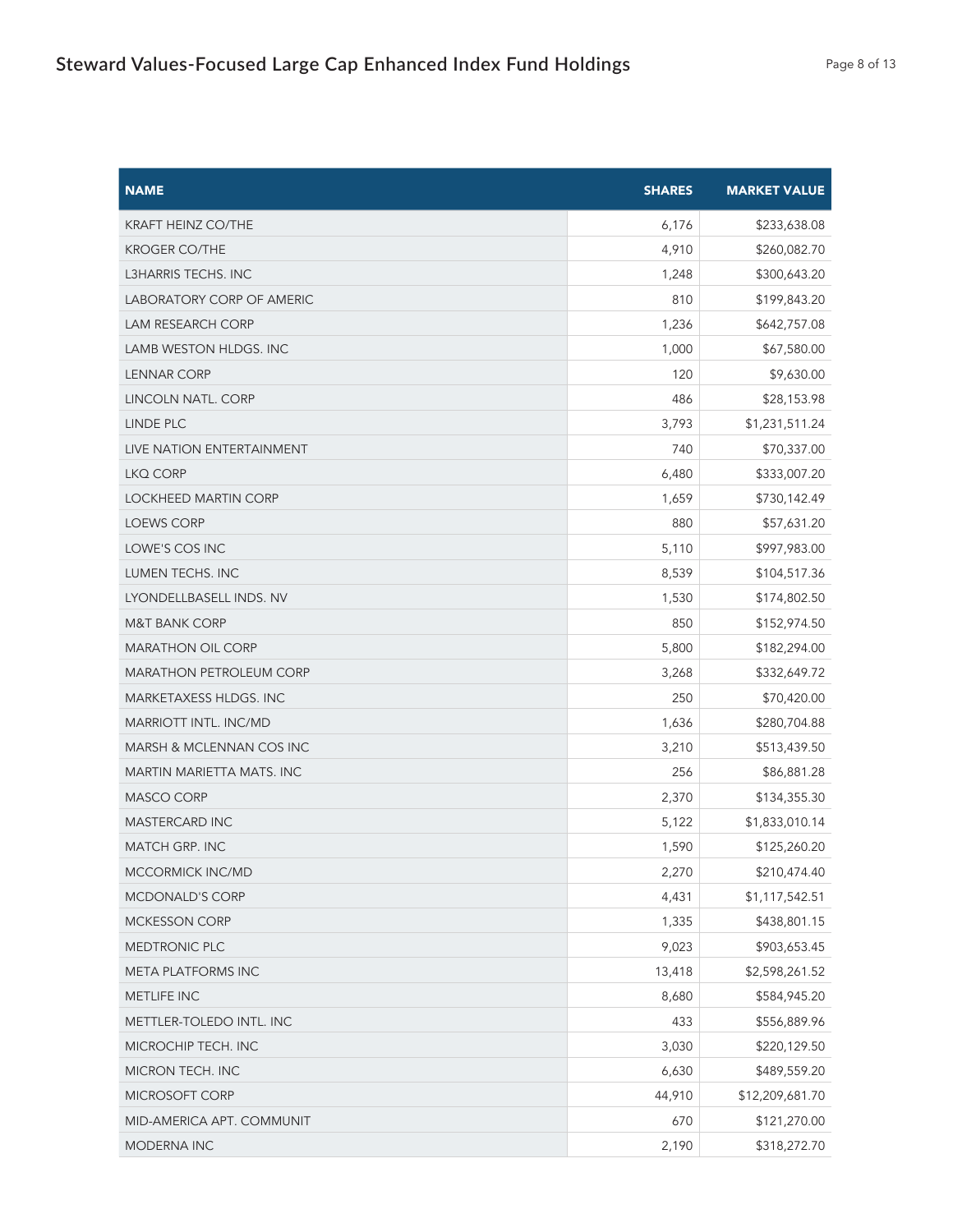| NAME | SHARES | MARKET VALUE |
|---|---|---|
| KRAFT HEINZ CO/THE | 6,176 | $233,638.08 |
| KROGER CO/THE | 4,910 | $260,082.70 |
| L3HARRIS TECHS. INC | 1,248 | $300,643.20 |
| LABORATORY CORP OF AMERIC | 810 | $199,843.20 |
| LAM RESEARCH CORP | 1,236 | $642,757.08 |
| LAMB WESTON HLDGS. INC | 1,000 | $67,580.00 |
| LENNAR CORP | 120 | $9,630.00 |
| LINCOLN NATL. CORP | 486 | $28,153.98 |
| LINDE PLC | 3,793 | $1,231,511.24 |
| LIVE NATION ENTERTAINMENT | 740 | $70,337.00 |
| LKQ CORP | 6,480 | $333,007.20 |
| LOCKHEED MARTIN CORP | 1,659 | $730,142.49 |
| LOEWS CORP | 880 | $57,631.20 |
| LOWE'S COS INC | 5,110 | $997,983.00 |
| LUMEN TECHS. INC | 8,539 | $104,517.36 |
| LYONDELLBASELL INDS. NV | 1,530 | $174,802.50 |
| M&T BANK CORP | 850 | $152,974.50 |
| MARATHON OIL CORP | 5,800 | $182,294.00 |
| MARATHON PETROLEUM CORP | 3,268 | $332,649.72 |
| MARKETAXESS HLDGS. INC | 250 | $70,420.00 |
| MARRIOTT INTL. INC/MD | 1,636 | $280,704.88 |
| MARSH & MCLENNAN COS INC | 3,210 | $513,439.50 |
| MARTIN MARIETTA MATS. INC | 256 | $86,881.28 |
| MASCO CORP | 2,370 | $134,355.30 |
| MASTERCARD INC | 5,122 | $1,833,010.14 |
| MATCH GRP. INC | 1,590 | $125,260.20 |
| MCCORMICK INC/MD | 2,270 | $210,474.40 |
| MCDONALD'S CORP | 4,431 | $1,117,542.51 |
| MCKESSON CORP | 1,335 | $438,801.15 |
| MEDTRONIC PLC | 9,023 | $903,653.45 |
| META PLATFORMS INC | 13,418 | $2,598,261.52 |
| METLIFE INC | 8,680 | $584,945.20 |
| METTLER-TOLEDO INTL. INC | 433 | $556,889.96 |
| MICROCHIP TECH. INC | 3,030 | $220,129.50 |
| MICRON TECH. INC | 6,630 | $489,559.20 |
| MICROSOFT CORP | 44,910 | $12,209,681.70 |
| MID-AMERICA APT. COMMUNIT | 670 | $121,270.00 |
| MODERNA INC | 2,190 | $318,272.70 |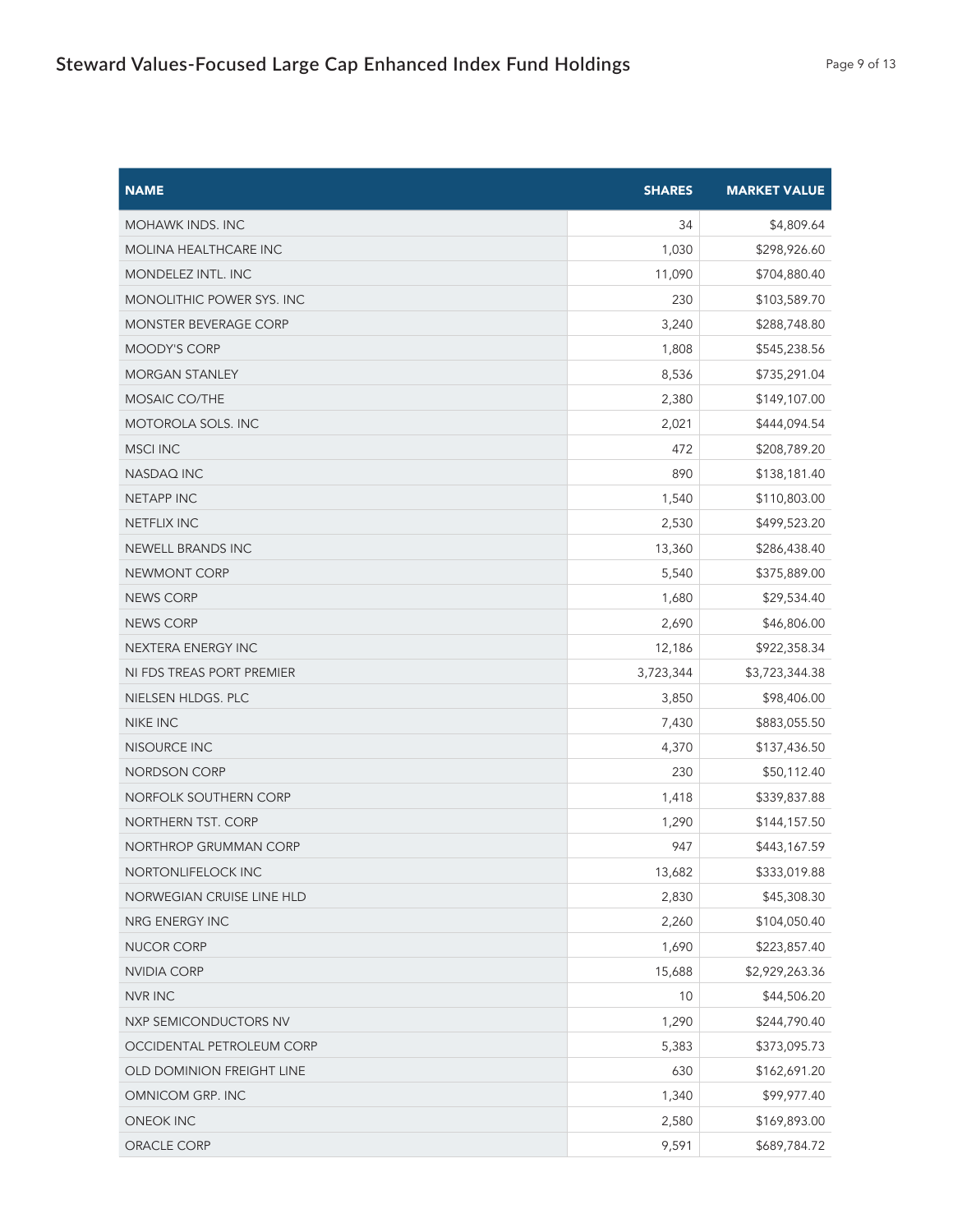| NAME | SHARES | MARKET VALUE |
| --- | --- | --- |
| MOHAWK INDS. INC | 34 | $4,809.64 |
| MOLINA HEALTHCARE INC | 1,030 | $298,926.60 |
| MONDELEZ INTL. INC | 11,090 | $704,880.40 |
| MONOLITHIC POWER SYS. INC | 230 | $103,589.70 |
| MONSTER BEVERAGE CORP | 3,240 | $288,748.80 |
| MOODY'S CORP | 1,808 | $545,238.56 |
| MORGAN STANLEY | 8,536 | $735,291.04 |
| MOSAIC CO/THE | 2,380 | $149,107.00 |
| MOTOROLA SOLS. INC | 2,021 | $444,094.54 |
| MSCI INC | 472 | $208,789.20 |
| NASDAQ INC | 890 | $138,181.40 |
| NETAPP INC | 1,540 | $110,803.00 |
| NETFLIX INC | 2,530 | $499,523.20 |
| NEWELL BRANDS INC | 13,360 | $286,438.40 |
| NEWMONT CORP | 5,540 | $375,889.00 |
| NEWS CORP | 1,680 | $29,534.40 |
| NEWS CORP | 2,690 | $46,806.00 |
| NEXTERA ENERGY INC | 12,186 | $922,358.34 |
| NI FDS TREAS PORT PREMIER | 3,723,344 | $3,723,344.38 |
| NIELSEN HLDGS. PLC | 3,850 | $98,406.00 |
| NIKE INC | 7,430 | $883,055.50 |
| NISOURCE INC | 4,370 | $137,436.50 |
| NORDSON CORP | 230 | $50,112.40 |
| NORFOLK SOUTHERN CORP | 1,418 | $339,837.88 |
| NORTHERN TST. CORP | 1,290 | $144,157.50 |
| NORTHROP GRUMMAN CORP | 947 | $443,167.59 |
| NORTONLIFELOCK INC | 13,682 | $333,019.88 |
| NORWEGIAN CRUISE LINE HLD | 2,830 | $45,308.30 |
| NRG ENERGY INC | 2,260 | $104,050.40 |
| NUCOR CORP | 1,690 | $223,857.40 |
| NVIDIA CORP | 15,688 | $2,929,263.36 |
| NVR INC | 10 | $44,506.20 |
| NXP SEMICONDUCTORS NV | 1,290 | $244,790.40 |
| OCCIDENTAL PETROLEUM CORP | 5,383 | $373,095.73 |
| OLD DOMINION FREIGHT LINE | 630 | $162,691.20 |
| OMNICOM GRP. INC | 1,340 | $99,977.40 |
| ONEOK INC | 2,580 | $169,893.00 |
| ORACLE CORP | 9,591 | $689,784.72 |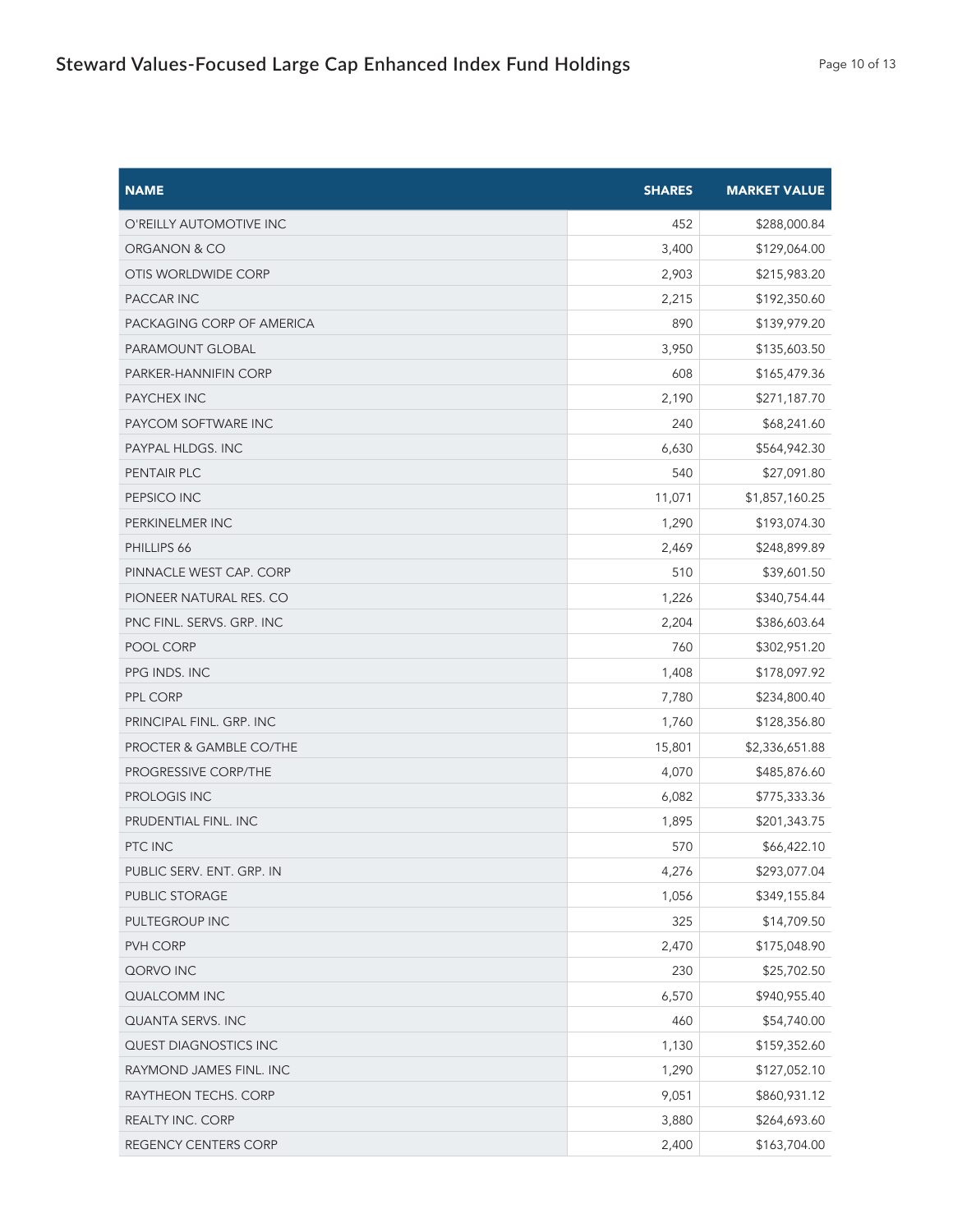| NAME | SHARES | MARKET VALUE |
| --- | --- | --- |
| O'REILLY AUTOMOTIVE INC | 452 | $288,000.84 |
| ORGANON & CO | 3,400 | $129,064.00 |
| OTIS WORLDWIDE CORP | 2,903 | $215,983.20 |
| PACCAR INC | 2,215 | $192,350.60 |
| PACKAGING CORP OF AMERICA | 890 | $139,979.20 |
| PARAMOUNT GLOBAL | 3,950 | $135,603.50 |
| PARKER-HANNIFIN CORP | 608 | $165,479.36 |
| PAYCHEX INC | 2,190 | $271,187.70 |
| PAYCOM SOFTWARE INC | 240 | $68,241.60 |
| PAYPAL HLDGS. INC | 6,630 | $564,942.30 |
| PENTAIR PLC | 540 | $27,091.80 |
| PEPSICO INC | 11,071 | $1,857,160.25 |
| PERKINELMER INC | 1,290 | $193,074.30 |
| PHILLIPS 66 | 2,469 | $248,899.89 |
| PINNACLE WEST CAP. CORP | 510 | $39,601.50 |
| PIONEER NATURAL RES. CO | 1,226 | $340,754.44 |
| PNC FINL. SERVS. GRP. INC | 2,204 | $386,603.64 |
| POOL CORP | 760 | $302,951.20 |
| PPG INDS. INC | 1,408 | $178,097.92 |
| PPL CORP | 7,780 | $234,800.40 |
| PRINCIPAL FINL. GRP. INC | 1,760 | $128,356.80 |
| PROCTER & GAMBLE CO/THE | 15,801 | $2,336,651.88 |
| PROGRESSIVE CORP/THE | 4,070 | $485,876.60 |
| PROLOGIS INC | 6,082 | $775,333.36 |
| PRUDENTIAL FINL. INC | 1,895 | $201,343.75 |
| PTC INC | 570 | $66,422.10 |
| PUBLIC SERV. ENT. GRP. IN | 4,276 | $293,077.04 |
| PUBLIC STORAGE | 1,056 | $349,155.84 |
| PULTEGROUP INC | 325 | $14,709.50 |
| PVH CORP | 2,470 | $175,048.90 |
| QORVO INC | 230 | $25,702.50 |
| QUALCOMM INC | 6,570 | $940,955.40 |
| QUANTA SERVS. INC | 460 | $54,740.00 |
| QUEST DIAGNOSTICS INC | 1,130 | $159,352.60 |
| RAYMOND JAMES FINL. INC | 1,290 | $127,052.10 |
| RAYTHEON TECHS. CORP | 9,051 | $860,931.12 |
| REALTY INC. CORP | 3,880 | $264,693.60 |
| REGENCY CENTERS CORP | 2,400 | $163,704.00 |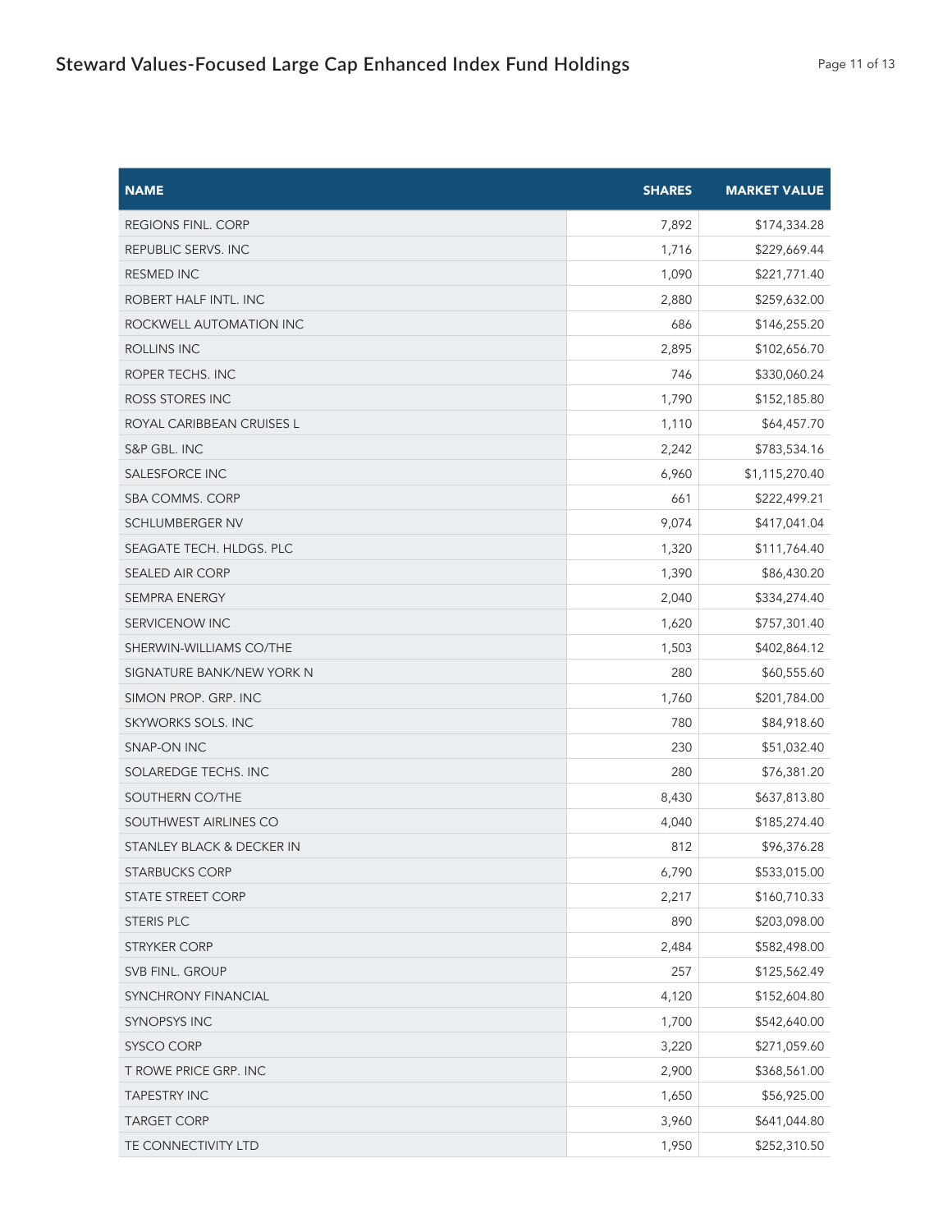| NAME | SHARES | MARKET VALUE |
|---|---|---|
| REGIONS FINL. CORP | 7,892 | $174,334.28 |
| REPUBLIC SERVS. INC | 1,716 | $229,669.44 |
| RESMED INC | 1,090 | $221,771.40 |
| ROBERT HALF INTL. INC | 2,880 | $259,632.00 |
| ROCKWELL AUTOMATION INC | 686 | $146,255.20 |
| ROLLINS INC | 2,895 | $102,656.70 |
| ROPER TECHS. INC | 746 | $330,060.24 |
| ROSS STORES INC | 1,790 | $152,185.80 |
| ROYAL CARIBBEAN CRUISES L | 1,110 | $64,457.70 |
| S&P GBL. INC | 2,242 | $783,534.16 |
| SALESFORCE INC | 6,960 | $1,115,270.40 |
| SBA COMMS. CORP | 661 | $222,499.21 |
| SCHLUMBERGER NV | 9,074 | $417,041.04 |
| SEAGATE TECH. HLDGS. PLC | 1,320 | $111,764.40 |
| SEALED AIR CORP | 1,390 | $86,430.20 |
| SEMPRA ENERGY | 2,040 | $334,274.40 |
| SERVICENOW INC | 1,620 | $757,301.40 |
| SHERWIN-WILLIAMS CO/THE | 1,503 | $402,864.12 |
| SIGNATURE BANK/NEW YORK N | 280 | $60,555.60 |
| SIMON PROP. GRP. INC | 1,760 | $201,784.00 |
| SKYWORKS SOLS. INC | 780 | $84,918.60 |
| SNAP-ON INC | 230 | $51,032.40 |
| SOLAREDGE TECHS. INC | 280 | $76,381.20 |
| SOUTHERN CO/THE | 8,430 | $637,813.80 |
| SOUTHWEST AIRLINES CO | 4,040 | $185,274.40 |
| STANLEY BLACK & DECKER IN | 812 | $96,376.28 |
| STARBUCKS CORP | 6,790 | $533,015.00 |
| STATE STREET CORP | 2,217 | $160,710.33 |
| STERIS PLC | 890 | $203,098.00 |
| STRYKER CORP | 2,484 | $582,498.00 |
| SVB FINL. GROUP | 257 | $125,562.49 |
| SYNCHRONY FINANCIAL | 4,120 | $152,604.80 |
| SYNOPSYS INC | 1,700 | $542,640.00 |
| SYSCO CORP | 3,220 | $271,059.60 |
| T ROWE PRICE GRP. INC | 2,900 | $368,561.00 |
| TAPESTRY INC | 1,650 | $56,925.00 |
| TARGET CORP | 3,960 | $641,044.80 |
| TE CONNECTIVITY LTD | 1,950 | $252,310.50 |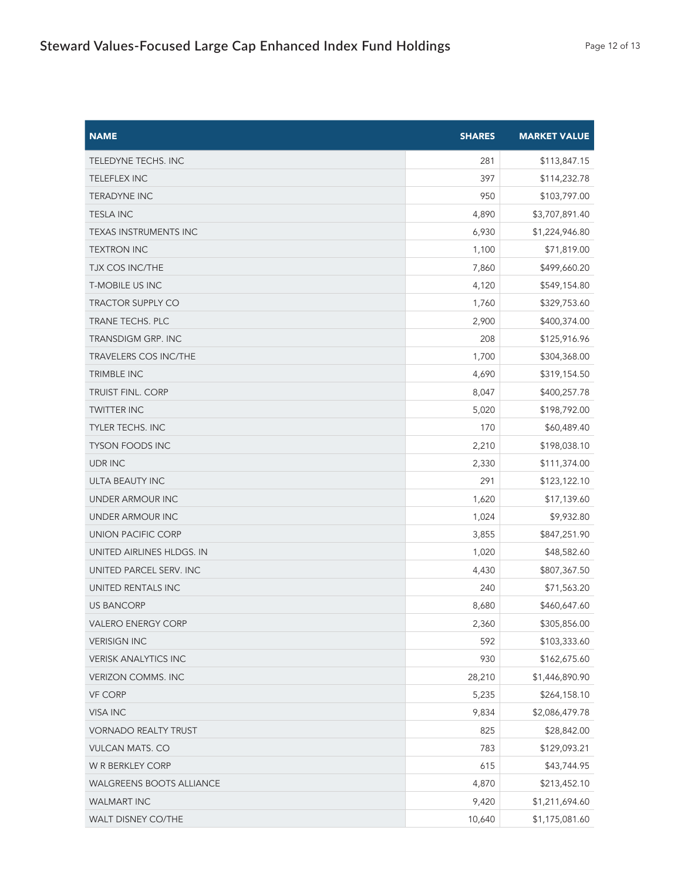| NAME | SHARES | MARKET VALUE |
|---|---|---|
| TELEDYNE TECHS. INC | 281 | $113,847.15 |
| TELEFLEX INC | 397 | $114,232.78 |
| TERADYNE INC | 950 | $103,797.00 |
| TESLA INC | 4,890 | $3,707,891.40 |
| TEXAS INSTRUMENTS INC | 6,930 | $1,224,946.80 |
| TEXTRON INC | 1,100 | $71,819.00 |
| TJX COS INC/THE | 7,860 | $499,660.20 |
| T-MOBILE US INC | 4,120 | $549,154.80 |
| TRACTOR SUPPLY CO | 1,760 | $329,753.60 |
| TRANE TECHS. PLC | 2,900 | $400,374.00 |
| TRANSDIGM GRP. INC | 208 | $125,916.96 |
| TRAVELERS COS INC/THE | 1,700 | $304,368.00 |
| TRIMBLE INC | 4,690 | $319,154.50 |
| TRUIST FINL. CORP | 8,047 | $400,257.78 |
| TWITTER INC | 5,020 | $198,792.00 |
| TYLER TECHS. INC | 170 | $60,489.40 |
| TYSON FOODS INC | 2,210 | $198,038.10 |
| UDR INC | 2,330 | $111,374.00 |
| ULTA BEAUTY INC | 291 | $123,122.10 |
| UNDER ARMOUR INC | 1,620 | $17,139.60 |
| UNDER ARMOUR INC | 1,024 | $9,932.80 |
| UNION PACIFIC CORP | 3,855 | $847,251.90 |
| UNITED AIRLINES HLDGS. IN | 1,020 | $48,582.60 |
| UNITED PARCEL SERV. INC | 4,430 | $807,367.50 |
| UNITED RENTALS INC | 240 | $71,563.20 |
| US BANCORP | 8,680 | $460,647.60 |
| VALERO ENERGY CORP | 2,360 | $305,856.00 |
| VERISIGN INC | 592 | $103,333.60 |
| VERISK ANALYTICS INC | 930 | $162,675.60 |
| VERIZON COMMS. INC | 28,210 | $1,446,890.90 |
| VF CORP | 5,235 | $264,158.10 |
| VISA INC | 9,834 | $2,086,479.78 |
| VORNADO REALTY TRUST | 825 | $28,842.00 |
| VULCAN MATS. CO | 783 | $129,093.21 |
| W R BERKLEY CORP | 615 | $43,744.95 |
| WALGREENS BOOTS ALLIANCE | 4,870 | $213,452.10 |
| WALMART INC | 9,420 | $1,211,694.60 |
| WALT DISNEY CO/THE | 10,640 | $1,175,081.60 |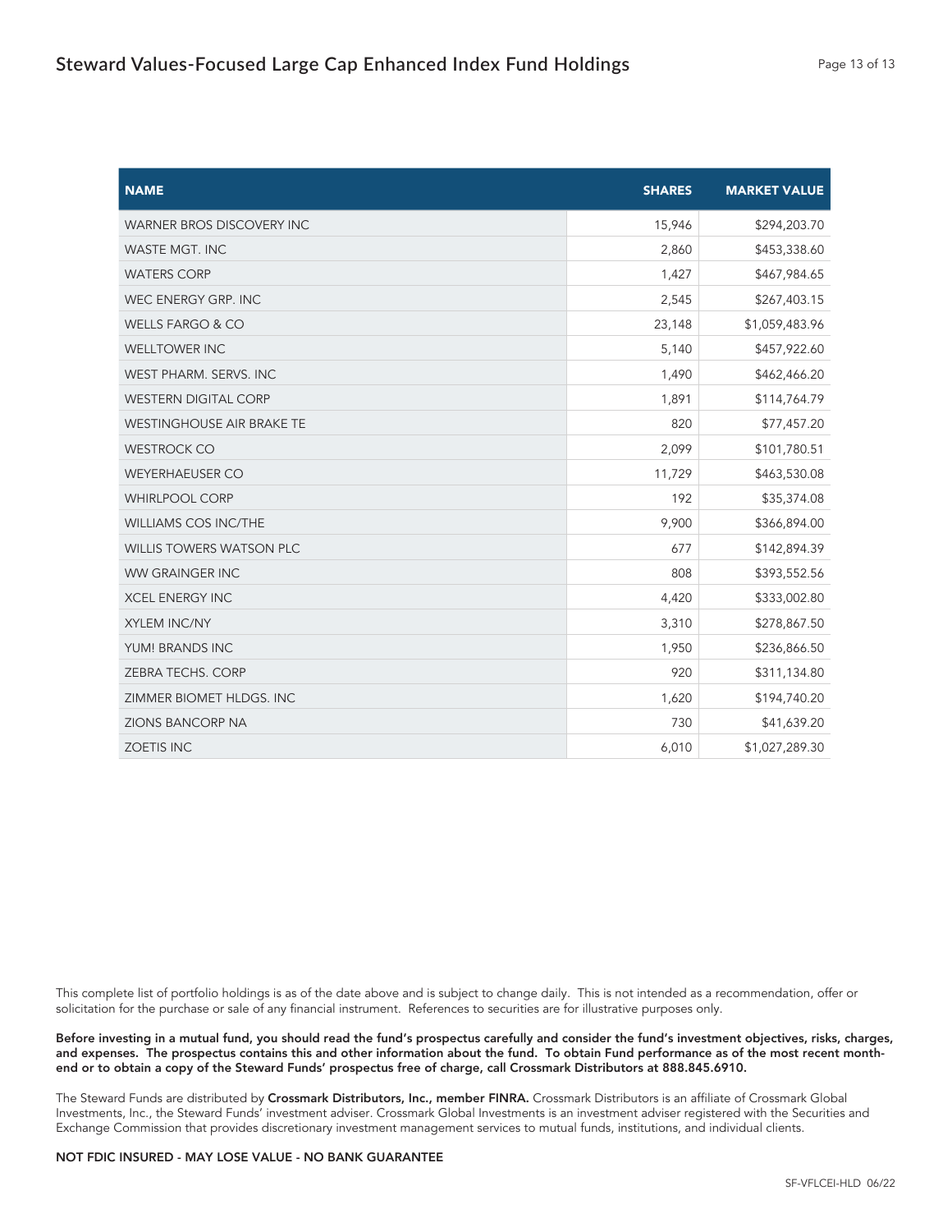## Steward Values-Focused Large Cap Enhanced Index Fund Holdings

| NAME | SHARES | MARKET VALUE |
|---|---|---|
| WARNER BROS DISCOVERY INC | 15,946 | $294,203.70 |
| WASTE MGT. INC | 2,860 | $453,338.60 |
| WATERS CORP | 1,427 | $467,984.65 |
| WEC ENERGY GRP. INC | 2,545 | $267,403.15 |
| WELLS FARGO & CO | 23,148 | $1,059,483.96 |
| WELLTOWER INC | 5,140 | $457,922.60 |
| WEST PHARM. SERVS. INC | 1,490 | $462,466.20 |
| WESTERN DIGITAL CORP | 1,891 | $114,764.79 |
| WESTINGHOUSE AIR BRAKE TE | 820 | $77,457.20 |
| WESTROCK CO | 2,099 | $101,780.51 |
| WEYERHAEUSER CO | 11,729 | $463,530.08 |
| WHIRLPOOL CORP | 192 | $35,374.08 |
| WILLIAMS COS INC/THE | 9,900 | $366,894.00 |
| WILLIS TOWERS WATSON PLC | 677 | $142,894.39 |
| WW GRAINGER INC | 808 | $393,552.56 |
| XCEL ENERGY INC | 4,420 | $333,002.80 |
| XYLEM INC/NY | 3,310 | $278,867.50 |
| YUM! BRANDS INC | 1,950 | $236,866.50 |
| ZEBRA TECHS. CORP | 920 | $311,134.80 |
| ZIMMER BIOMET HLDGS. INC | 1,620 | $194,740.20 |
| ZIONS BANCORP NA | 730 | $41,639.20 |
| ZOETIS INC | 6,010 | $1,027,289.30 |

This complete list of portfolio holdings is as of the date above and is subject to change daily. This is not intended as a recommendation, offer or solicitation for the purchase or sale of any financial instrument. References to securities are for illustrative purposes only.

**Before investing in a mutual fund, you should read the fund's prospectus carefully and consider the fund's investment objectives, risks, charges, and expenses. The prospectus contains this and other information about the fund. To obtain Fund performance as of the most recent month-end or to obtain a copy of the Steward Funds' prospectus free of charge, call Crossmark Distributors at 888.845.6910.**

The Steward Funds are distributed by **Crossmark Distributors, Inc., member FINRA.** Crossmark Distributors is an affiliate of Crossmark Global Investments, Inc., the Steward Funds' investment adviser. Crossmark Global Investments is an investment adviser registered with the Securities and Exchange Commission that provides discretionary investment management services to mutual funds, institutions, and individual clients.

**NOT FDIC INSURED - MAY LOSE VALUE - NO BANK GUARANTEE**

SF-VFLCEI-HLD 06/22